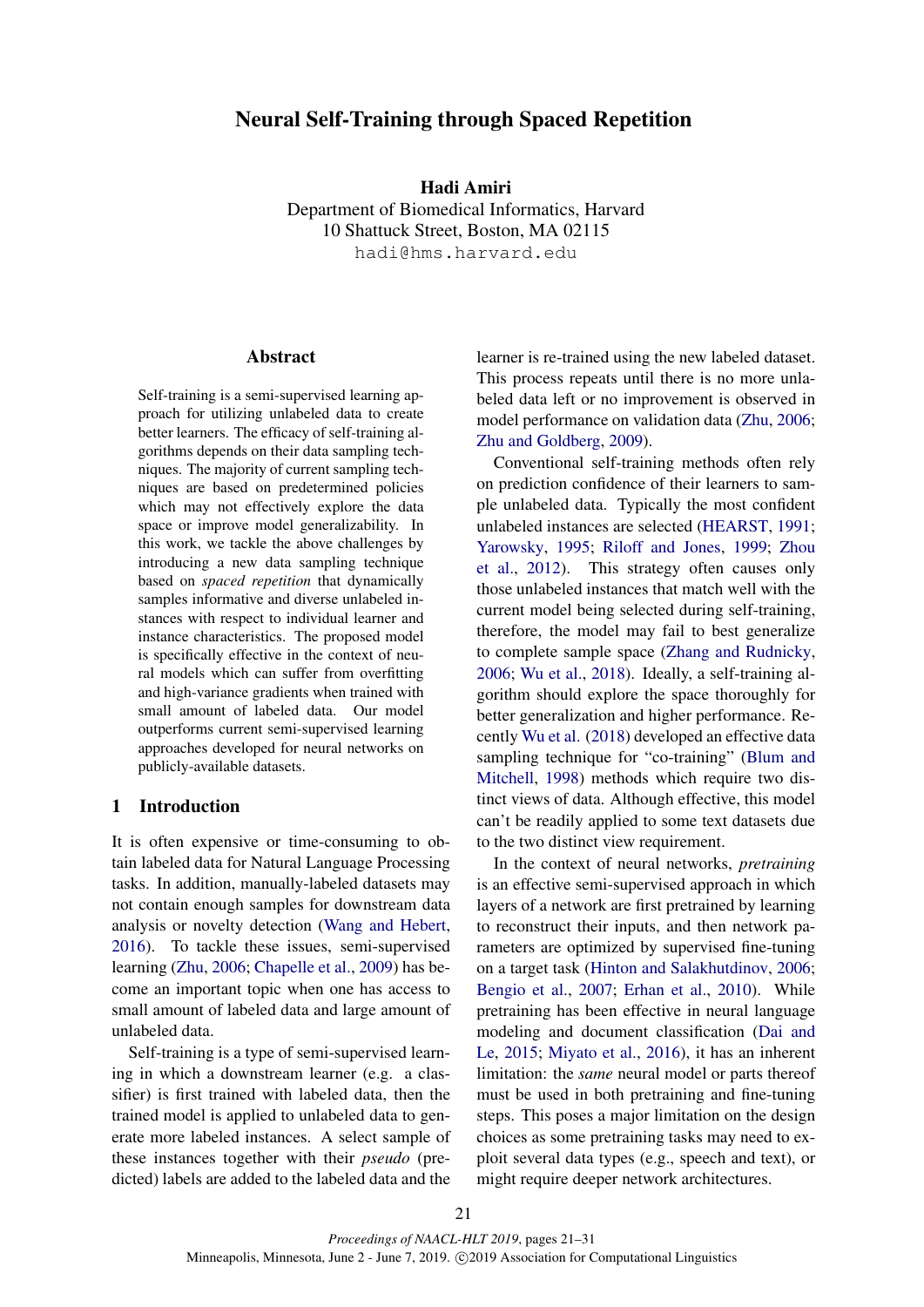# Neural Self-Training through Spaced Repetition

**Hadi Amiri**
Department of Biomedical Informatics, Harvard
10 Shattuck Street, Boston, MA 02115
hadi@hms.harvard.edu

## Abstract

Self-training is a semi-supervised learning approach for utilizing unlabeled data to create better learners. The efficacy of self-training algorithms depends on their data sampling techniques. The majority of current sampling techniques are based on predetermined policies which may not effectively explore the data space or improve model generalizability. In this work, we tackle the above challenges by introducing a new data sampling technique based on *spaced repetition* that dynamically samples informative and diverse unlabeled instances with respect to individual learner and instance characteristics. The proposed model is specifically effective in the context of neural models which can suffer from overfitting and high-variance gradients when trained with small amount of labeled data. Our model outperforms current semi-supervised learning approaches developed for neural networks on publicly-available datasets.

## 1 Introduction

It is often expensive or time-consuming to obtain labeled data for Natural Language Processing tasks. In addition, manually-labeled datasets may not contain enough samples for downstream data analysis or novelty detection (Wang and Hebert, 2016). To tackle these issues, semi-supervised learning (Zhu, 2006; Chapelle et al., 2009) has become an important topic when one has access to small amount of labeled data and large amount of unlabeled data.

Self-training is a type of semi-supervised learning in which a downstream learner (e.g. a classifier) is first trained with labeled data, then the trained model is applied to unlabeled data to generate more labeled instances. A select sample of these instances together with their *pseudo* (predicted) labels are added to the labeled data and the learner is re-trained using the new labeled dataset. This process repeats until there is no more unlabeled data left or no improvement is observed in model performance on validation data (Zhu, 2006; Zhu and Goldberg, 2009).

Conventional self-training methods often rely on prediction confidence of their learners to sample unlabeled data. Typically the most confident unlabeled instances are selected (HEARST, 1991; Yarowsky, 1995; Riloff and Jones, 1999; Zhou et al., 2012). This strategy often causes only those unlabeled instances that match well with the current model being selected during self-training, therefore, the model may fail to best generalize to complete sample space (Zhang and Rudnicky, 2006; Wu et al., 2018). Ideally, a self-training algorithm should explore the space thoroughly for better generalization and higher performance. Recently Wu et al. (2018) developed an effective data sampling technique for "co-training" (Blum and Mitchell, 1998) methods which require two distinct views of data. Although effective, this model can't be readily applied to some text datasets due to the two distinct view requirement.

In the context of neural networks, *pretraining* is an effective semi-supervised approach in which layers of a network are first pretrained by learning to reconstruct their inputs, and then network parameters are optimized by supervised fine-tuning on a target task (Hinton and Salakhutdinov, 2006; Bengio et al., 2007; Erhan et al., 2010). While pretraining has been effective in neural language modeling and document classification (Dai and Le, 2015; Miyato et al., 2016), it has an inherent limitation: the *same* neural model or parts thereof must be used in both pretraining and fine-tuning steps. This poses a major limitation on the design choices as some pretraining tasks may need to exploit several data types (e.g., speech and text), or might require deeper network architectures.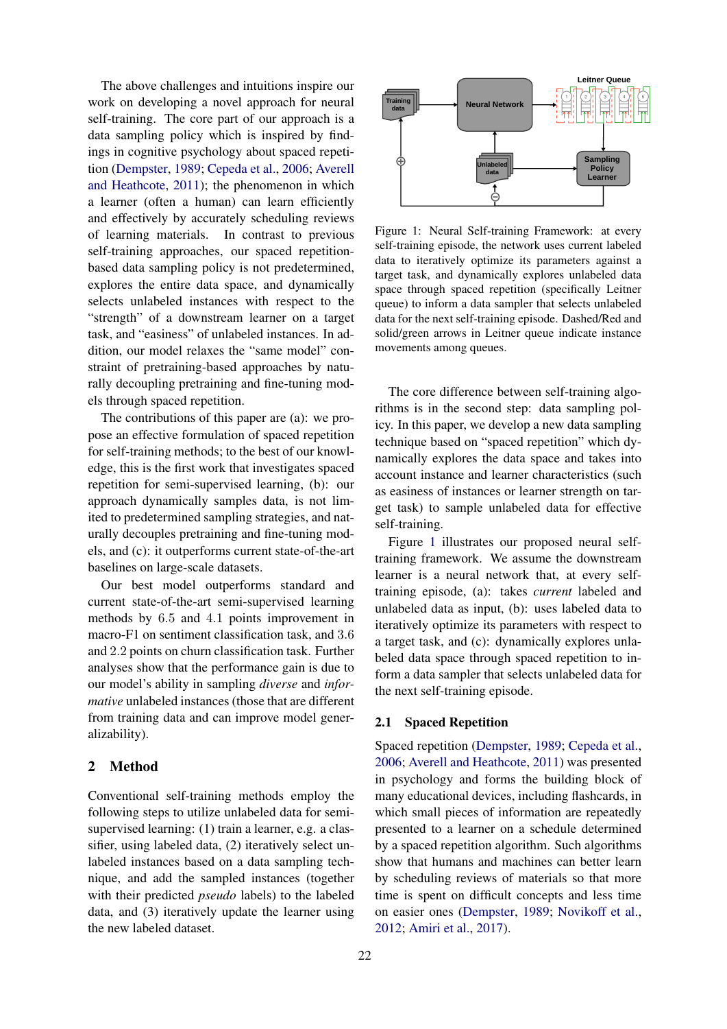The above challenges and intuitions inspire our work on developing a novel approach for neural self-training. The core part of our approach is a data sampling policy which is inspired by findings in cognitive psychology about spaced repetition (Dempster, 1989; Cepeda et al., 2006; Averell and Heathcote, 2011); the phenomenon in which a learner (often a human) can learn efficiently and effectively by accurately scheduling reviews of learning materials. In contrast to previous self-training approaches, our spaced repetition-based data sampling policy is not predetermined, explores the entire data space, and dynamically selects unlabeled instances with respect to the "strength" of a downstream learner on a target task, and "easiness" of unlabeled instances. In addition, our model relaxes the "same model" constraint of pretraining-based approaches by naturally decoupling pretraining and fine-tuning models through spaced repetition.

The contributions of this paper are (a): we propose an effective formulation of spaced repetition for self-training methods; to the best of our knowledge, this is the first work that investigates spaced repetition for semi-supervised learning, (b): our approach dynamically samples data, is not limited to predetermined sampling strategies, and naturally decouples pretraining and fine-tuning models, and (c): it outperforms current state-of-the-art baselines on large-scale datasets.

Our best model outperforms standard and current state-of-the-art semi-supervised learning methods by 6.5 and 4.1 points improvement in macro-F1 on sentiment classification task, and 3.6 and 2.2 points on churn classification task. Further analyses show that the performance gain is due to our model's ability in sampling *diverse* and *informative* unlabeled instances (those that are different from training data and can improve model generalizability).

## 2 Method

Conventional self-training methods employ the following steps to utilize unlabeled data for semi-supervised learning: (1) train a learner, e.g. a classifier, using labeled data, (2) iteratively select unlabeled instances based on a data sampling technique, and add the sampled instances (together with their predicted *pseudo* labels) to the labeled data, and (3) iteratively update the learner using the new labeled dataset.

Figure 1: Neural Self-training Framework: at every self-training episode, the network uses current labeled data to iteratively optimize its parameters against a target task, and dynamically explores unlabeled data space through spaced repetition (specifically Leitner queue) to inform a data sampler that selects unlabeled data for the next self-training episode. Dashed/Red and solid/green arrows in Leitner queue indicate instance movements among queues.

The core difference between self-training algorithms is in the second step: data sampling policy. In this paper, we develop a new data sampling technique based on "spaced repetition" which dynamically explores the data space and takes into account instance and learner characteristics (such as easiness of instances or learner strength on target task) to sample unlabeled data for effective self-training.

Figure 1 illustrates our proposed neural self-training framework. We assume the downstream learner is a neural network that, at every self-training episode, (a): takes *current* labeled and unlabeled data as input, (b): uses labeled data to iteratively optimize its parameters with respect to a target task, and (c): dynamically explores unlabeled data space through spaced repetition to inform a data sampler that selects unlabeled data for the next self-training episode.

### 2.1 Spaced Repetition

Spaced repetition (Dempster, 1989; Cepeda et al., 2006; Averell and Heathcote, 2011) was presented in psychology and forms the building block of many educational devices, including flashcards, in which small pieces of information are repeatedly presented to a learner on a schedule determined by a spaced repetition algorithm. Such algorithms show that humans and machines can better learn by scheduling reviews of materials so that more time is spent on difficult concepts and less time on easier ones (Dempster, 1989; Novikoff et al., 2012; Amiri et al., 2017).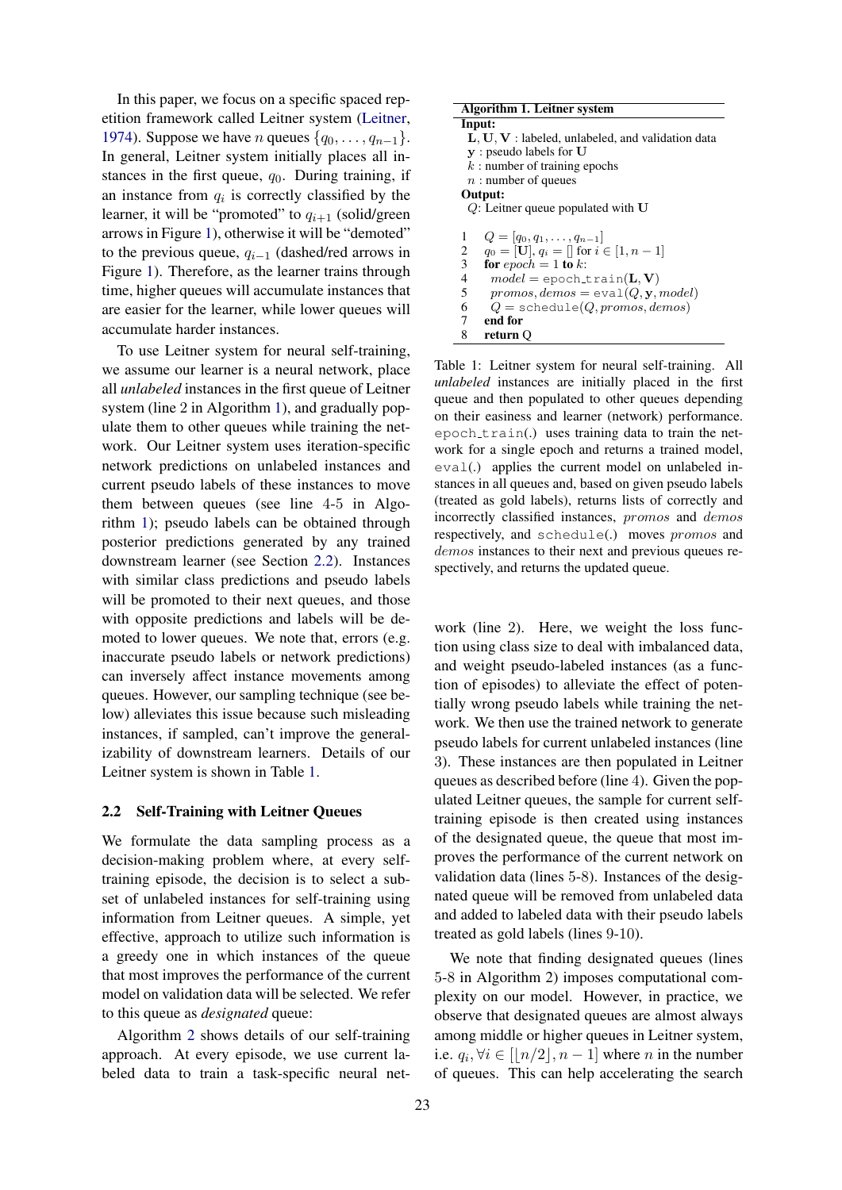In this paper, we focus on a specific spaced repetition framework called Leitner system (Leitner, 1974). Suppose we have $n$ queues $\{q_0, \ldots, q_{n-1}\}$. In general, Leitner system initially places all instances in the first queue, $q_0$. During training, if an instance from $q_i$ is correctly classified by the learner, it will be "promoted" to $q_{i+1}$ (solid/green arrows in Figure 1), otherwise it will be "demoted" to the previous queue, $q_{i-1}$ (dashed/red arrows in Figure 1). Therefore, as the learner trains through time, higher queues will accumulate instances that are easier for the learner, while lower queues will accumulate harder instances.

To use Leitner system for neural self-training, we assume our learner is a neural network, place all *unlabeled* instances in the first queue of Leitner system (line 2 in Algorithm 1), and gradually populate them to other queues while training the network. Our Leitner system uses iteration-specific network predictions on unlabeled instances and current pseudo labels of these instances to move them between queues (see line 4-5 in Algorithm 1); pseudo labels can be obtained through posterior predictions generated by any trained downstream learner (see Section 2.2). Instances with similar class predictions and pseudo labels will be promoted to their next queues, and those with opposite predictions and labels will be demoted to lower queues. We note that, errors (e.g. inaccurate pseudo labels or network predictions) can inversely affect instance movements among queues. However, our sampling technique (see below) alleviates this issue because such misleading instances, if sampled, can't improve the generalizability of downstream learners. Details of our Leitner system is shown in Table 1.

**Algorithm 1. Leitner system**

**Input:**
- $\mathbf{L}, \mathbf{U}, \mathbf{V}$ : labeled, unlabeled, and validation data
- $\mathbf{y}$ : pseudo labels for $\mathbf{U}$
- $k$ : number of training epochs
- $n$ : number of queues

**Output:**
- $Q$: Leitner queue populated with $\mathbf{U}$

```
1  Q = [q_0, q_1, ..., q_{n-1}]
2  q_0 = [U], q_i = [] for i ∈ [1, n − 1]
3  for epoch = 1 to k:
4    model = epoch_train(L, V)
5    promos, demos = eval(Q, y, model)
6    Q = schedule(Q, promos, demos)
7  end for
8  return Q
```

Table 1: Leitner system for neural self-training. All *unlabeled* instances are initially placed in the first queue and then populated to other queues depending on their easiness and learner (network) performance. `epoch_train(.)` uses training data to train the network for a single epoch and returns a trained model, `eval(.)` applies the current model on unlabeled instances in all queues and, based on given pseudo labels (treated as gold labels), returns lists of correctly and incorrectly classified instances, *promos* and *demos* respectively, and `schedule(.)` moves *promos* and *demos* instances to their next and previous queues respectively, and returns the updated queue.

## 2.2 Self-Training with Leitner Queues

We formulate the data sampling process as a decision-making problem where, at every self-training episode, the decision is to select a subset of unlabeled instances for self-training using information from Leitner queues. A simple, yet effective, approach to utilize such information is a greedy one in which instances of the queue that most improves the performance of the current model on validation data will be selected. We refer to this queue as *designated* queue:

Algorithm 2 shows details of our self-training approach. At every episode, we use current labeled data to train a task-specific neural network (line 2). Here, we weight the loss function using class size to deal with imbalanced data, and weight pseudo-labeled instances (as a function of episodes) to alleviate the effect of potentially wrong pseudo labels while training the network. We then use the trained network to generate pseudo labels for current unlabeled instances (line 3). These instances are then populated in Leitner queues as described before (line 4). Given the populated Leitner queues, the sample for current self-training episode is then created using instances of the designated queue, the queue that most improves the performance of the current network on validation data (lines 5-8). Instances of the designated queue will be removed from unlabeled data and added to labeled data with their pseudo labels treated as gold labels (lines 9-10).

We note that finding designated queues (lines 5-8 in Algorithm 2) imposes computational complexity on our model. However, in practice, we observe that designated queues are almost always among middle or higher queues in Leitner system, i.e. $q_i, \forall i \in [\lfloor n/2 \rfloor, n-1]$ where $n$ in the number of queues. This can help accelerating the search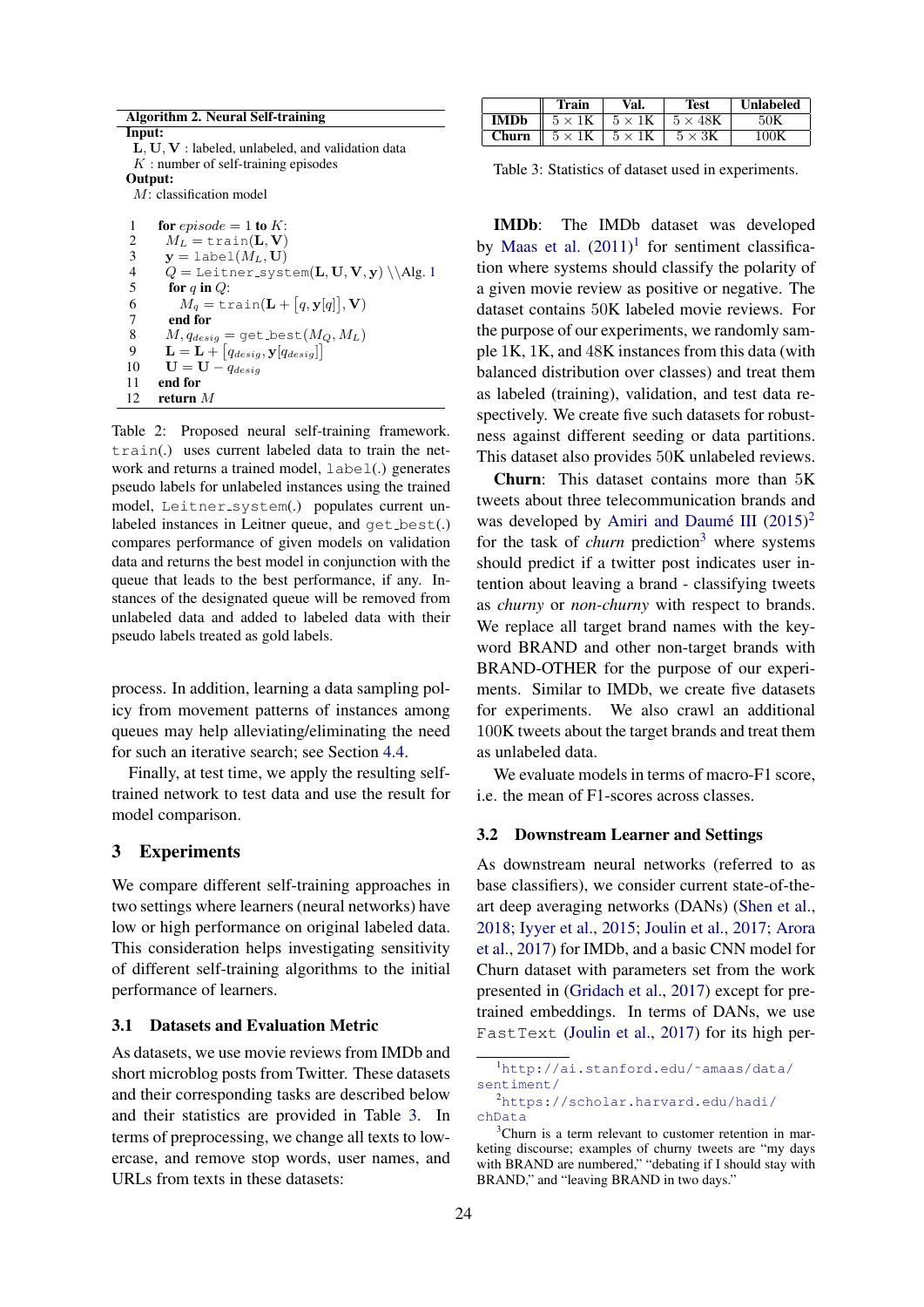**Algorithm 2. Neural Self-training**

**Input:**
$\mathbf{L}, \mathbf{U}, \mathbf{V}$ : labeled, unlabeled, and validation data
$K$ : number of self-training episodes

**Output:**
$M$: classification model

```
1   for episode = 1 to K:
2     M_L = train(L, V)
3     y = label(M_L, U)
4     Q = Leitner_system(L, U, V, y) \\Alg. 1
5     for q in Q:
6       M_q = train(L + [q, y[q]], V)
7     end for
8     M, q_desig = get_best(M_Q, M_L)
9     L = L + [q_desig, y[q_desig]]
10    U = U − q_desig
11  end for
12  return M
```

Table 2: Proposed neural self-training framework. train(.) uses current labeled data to train the network and returns a trained model, label(.) generates pseudo labels for unlabeled instances using the trained model, Leitner_system(.) populates current unlabeled instances in Leitner queue, and get_best(.) compares performance of given models on validation data and returns the best model in conjunction with the queue that leads to the best performance, if any. Instances of the designated queue will be removed from unlabeled data and added to labeled data with their pseudo labels treated as gold labels.

process. In addition, learning a data sampling policy from movement patterns of instances among queues may help alleviating/eliminating the need for such an iterative search; see Section 4.4.

Finally, at test time, we apply the resulting self-trained network to test data and use the result for model comparison.

## 3 Experiments

We compare different self-training approaches in two settings where learners (neural networks) have low or high performance on original labeled data. This consideration helps investigating sensitivity of different self-training algorithms to the initial performance of learners.

### 3.1 Datasets and Evaluation Metric

As datasets, we use movie reviews from IMDb and short microblog posts from Twitter. These datasets and their corresponding tasks are described below and their statistics are provided in Table 3. In terms of preprocessing, we change all texts to lowercase, and remove stop words, user names, and URLs from texts in these datasets:

| | Train | Val. | Test | Unlabeled |
|---|---|---|---|---|
| **IMDb** | $5 \times 1\text{K}$ | $5 \times 1\text{K}$ | $5 \times 48\text{K}$ | 50K |
| **Churn** | $5 \times 1\text{K}$ | $5 \times 1\text{K}$ | $5 \times 3\text{K}$ | 100K |

Table 3: Statistics of dataset used in experiments.

**IMDb**: The IMDb dataset was developed by Maas et al. (2011)[1] for sentiment classification where systems should classify the polarity of a given movie review as positive or negative. The dataset contains 50K labeled movie reviews. For the purpose of our experiments, we randomly sample 1K, 1K, and 48K instances from this data (with balanced distribution over classes) and treat them as labeled (training), validation, and test data respectively. We create five such datasets for robustness against different seeding or data partitions. This dataset also provides 50K unlabeled reviews.

**Churn**: This dataset contains more than 5K tweets about three telecommunication brands and was developed by Amiri and Daumé III (2015)[2] for the task of *churn* prediction[3] where systems should predict if a twitter post indicates user intention about leaving a brand - classifying tweets as *churny* or *non-churny* with respect to brands. We replace all target brand names with the keyword BRAND and other non-target brands with BRAND-OTHER for the purpose of our experiments. Similar to IMDb, we create five datasets for experiments. We also crawl an additional 100K tweets about the target brands and treat them as unlabeled data.

We evaluate models in terms of macro-F1 score, i.e. the mean of F1-scores across classes.

### 3.2 Downstream Learner and Settings

As downstream neural networks (referred to as base classifiers), we consider current state-of-the-art deep averaging networks (DANs) (Shen et al., 2018; Iyyer et al., 2015; Joulin et al., 2017; Arora et al., 2017) for IMDb, and a basic CNN model for Churn dataset with parameters set from the work presented in (Gridach et al., 2017) except for pre-trained embeddings. In terms of DANs, we use FastText (Joulin et al., 2017) for its high per-

[1] http://ai.stanford.edu/~amaas/data/sentiment/

[2] https://scholar.harvard.edu/hadi/chData

[3] Churn is a term relevant to customer retention in marketing discourse; examples of churny tweets are "my days with BRAND are numbered," "debating if I should stay with BRAND," and "leaving BRAND in two days."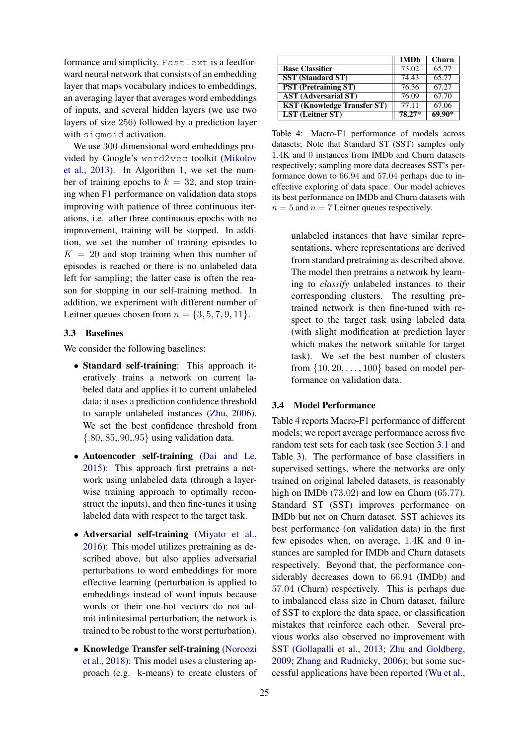formance and simplicity. `FastText` is a feedforward neural network that consists of an embedding layer that maps vocabulary indices to embeddings, an averaging layer that averages word embeddings of inputs, and several hidden layers (we use two layers of size 256) followed by a prediction layer with `sigmoid` activation.

We use 300-dimensional word embeddings provided by Google's `word2vec` toolkit (Mikolov et al., 2013). In Algorithm 1, we set the number of training epochs to $k = 32$, and stop training when F1 performance on validation data stops improving with patience of three continuous iterations, i.e. after three continuous epochs with no improvement, training will be stopped. In addition, we set the number of training episodes to $K = 20$ and stop training when this number of episodes is reached or there is no unlabeled data left for sampling; the latter case is often the reason for stopping in our self-training method. In addition, we experiment with different number of Leitner queues chosen from $n = \{3, 5, 7, 9, 11\}$.

### 3.3 Baselines

We consider the following baselines:

- **Standard self-training**: This approach iteratively trains a network on current labeled data and applies it to current unlabeled data; it uses a prediction confidence threshold to sample unlabeled instances (Zhu, 2006). We set the best confidence threshold from $\{.80, .85, .90, .95\}$ using validation data.
- **Autoencoder self-training** (Dai and Le, 2015): This approach first pretrains a network using unlabeled data (through a layer-wise training approach to optimally reconstruct the inputs), and then fine-tunes it using labeled data with respect to the target task.
- **Adversarial self-training** (Miyato et al., 2016): This model utilizes pretraining as described above, but also applies adversarial perturbations to word embeddings for more effective learning (perturbation is applied to embeddings instead of word inputs because words or their one-hot vectors do not admit infinitesimal perturbation; the network is trained to be robust to the worst perturbation).
- **Knowledge Transfer self-training** (Noroozi et al., 2018): This model uses a clustering approach (e.g. k-means) to create clusters of unlabeled instances that have similar representations, where representations are derived from standard pretraining as described above. The model then pretrains a network by learning to *classify* unlabeled instances to their corresponding clusters. The resulting pretrained network is then fine-tuned with respect to the target task using labeled data (with slight modification at prediction layer which makes the network suitable for target task). We set the best number of clusters from $\{10, 20, \ldots, 100\}$ based on model performance on validation data.

| | IMDb | Churn |
|---|---|---|
| **Base Classifier** | 73.02 | 65.77 |
| **SST (Standard ST)** | 74.43 | 65.77 |
| **PST (Pretraining ST)** | 76.36 | 67.27 |
| **AST (Adversarial ST)** | 76.09 | 67.70 |
| **KST (Knowledge Transfer ST)** | 77.11 | 67.06 |
| **LST (Leitner ST)** | **78.27*** | **69.90*** |

Table 4: Macro-F1 performance of models across datasets; Note that Standard ST (SST) samples only 1.4K and 0 instances from IMDb and Churn datasets respectively; sampling more data decreases SST's performance down to 66.94 and 57.04 perhaps due to ineffective exploring of data space. Our model achieves its best performance on IMDb and Churn datasets with $n = 5$ and $n = 7$ Leitner queues respectively.

### 3.4 Model Performance

Table 4 reports Macro-F1 performance of different models; we report average performance across five random test sets for each task (see Section 3.1 and Table 3). The performance of base classifiers in supervised settings, where the networks are only trained on original labeled datasets, is reasonably high on IMDb (73.02) and low on Churn (65.77). Standard ST (SST) improves performance on IMDb but not on Churn dataset. SST achieves its best performance (on validation data) in the first few episodes when, on average, 1.4K and 0 instances are sampled for IMDb and Churn datasets respectively. Beyond that, the performance considerably decreases down to 66.94 (IMDb) and 57.04 (Churn) respectively. This is perhaps due to imbalanced class size in Churn dataset, failure of SST to explore the data space, or classification mistakes that reinforce each other. Several previous works also observed no improvement with SST (Gollapalli et al., 2013; Zhu and Goldberg, 2009; Zhang and Rudnicky, 2006); but some successful applications have been reported (Wu et al.,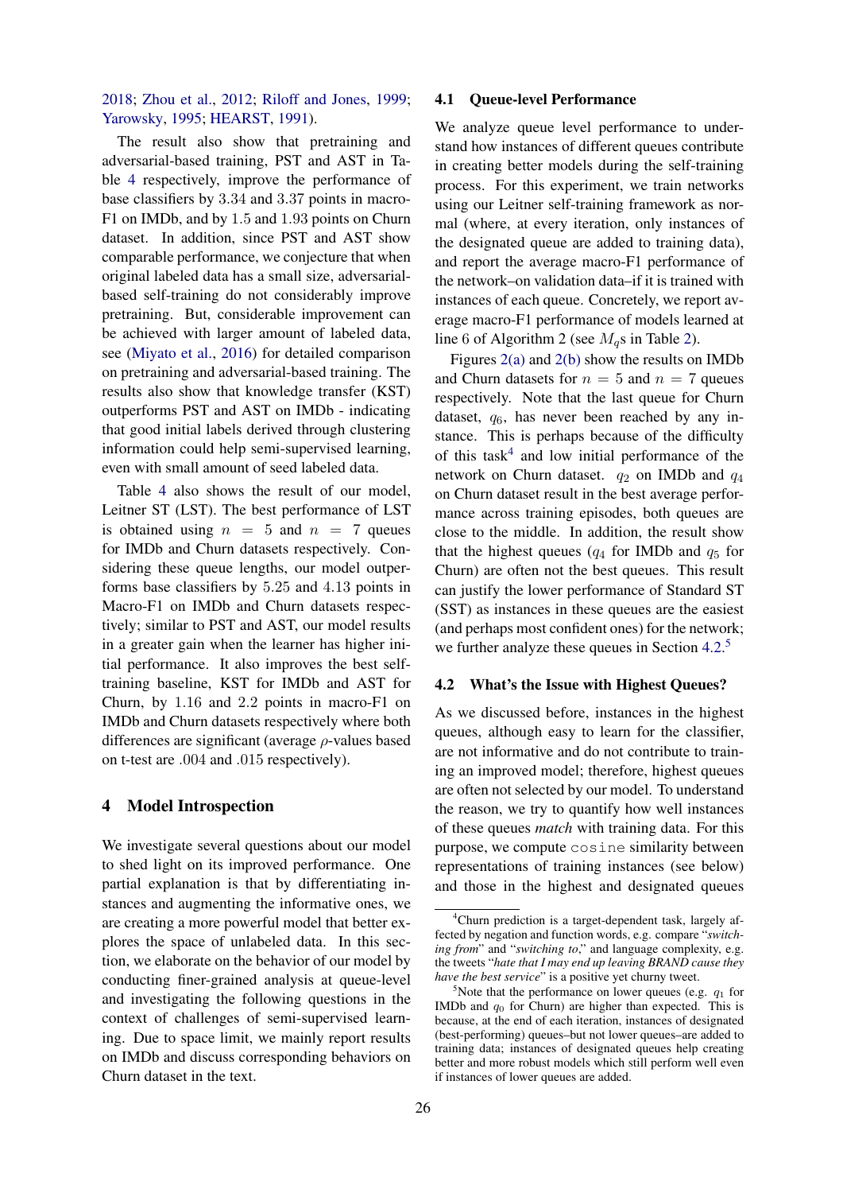2018; Zhou et al., 2012; Riloff and Jones, 1999; Yarowsky, 1995; HEARST, 1991).

The result also show that pretraining and adversarial-based training, PST and AST in Table 4 respectively, improve the performance of base classifiers by 3.34 and 3.37 points in macro-F1 on IMDb, and by 1.5 and 1.93 points on Churn dataset. In addition, since PST and AST show comparable performance, we conjecture that when original labeled data has a small size, adversarial-based self-training do not considerably improve pretraining. But, considerable improvement can be achieved with larger amount of labeled data, see (Miyato et al., 2016) for detailed comparison on pretraining and adversarial-based training. The results also show that knowledge transfer (KST) outperforms PST and AST on IMDb - indicating that good initial labels derived through clustering information could help semi-supervised learning, even with small amount of seed labeled data.

Table 4 also shows the result of our model, Leitner ST (LST). The best performance of LST is obtained using $n = 5$ and $n = 7$ queues for IMDb and Churn datasets respectively. Considering these queue lengths, our model outperforms base classifiers by 5.25 and 4.13 points in Macro-F1 on IMDb and Churn datasets respectively; similar to PST and AST, our model results in a greater gain when the learner has higher initial performance. It also improves the best self-training baseline, KST for IMDb and AST for Churn, by 1.16 and 2.2 points in macro-F1 on IMDb and Churn datasets respectively where both differences are significant (average $\rho$-values based on t-test are .004 and .015 respectively).

## 4 Model Introspection

We investigate several questions about our model to shed light on its improved performance. One partial explanation is that by differentiating instances and augmenting the informative ones, we are creating a more powerful model that better explores the space of unlabeled data. In this section, we elaborate on the behavior of our model by conducting finer-grained analysis at queue-level and investigating the following questions in the context of challenges of semi-supervised learning. Due to space limit, we mainly report results on IMDb and discuss corresponding behaviors on Churn dataset in the text.

### 4.1 Queue-level Performance

We analyze queue level performance to understand how instances of different queues contribute in creating better models during the self-training process. For this experiment, we train networks using our Leitner self-training framework as normal (where, at every iteration, only instances of the designated queue are added to training data), and report the average macro-F1 performance of the network–on validation data–if it is trained with instances of each queue. Concretely, we report average macro-F1 performance of models learned at line 6 of Algorithm 2 (see $M_q$s in Table 2).

Figures 2(a) and 2(b) show the results on IMDb and Churn datasets for $n = 5$ and $n = 7$ queues respectively. Note that the last queue for Churn dataset, $q_6$, has never been reached by any instance. This is perhaps because of the difficulty of this task[4] and low initial performance of the network on Churn dataset. $q_2$ on IMDb and $q_4$ on Churn dataset result in the best average performance across training episodes, both queues are close to the middle. In addition, the result show that the highest queues ($q_4$ for IMDb and $q_5$ for Churn) are often not the best queues. This result can justify the lower performance of Standard ST (SST) as instances in these queues are the easiest (and perhaps most confident ones) for the network; we further analyze these queues in Section 4.2.[5]

### 4.2 What's the Issue with Highest Queues?

As we discussed before, instances in the highest queues, although easy to learn for the classifier, are not informative and do not contribute to training an improved model; therefore, highest queues are often not selected by our model. To understand the reason, we try to quantify how well instances of these queues *match* with training data. For this purpose, we compute `cosine` similarity between representations of training instances (see below) and those in the highest and designated queues

[4]Churn prediction is a target-dependent task, largely affected by negation and function words, e.g. compare "*switching from*" and "*switching to*," and language complexity, e.g. the tweets "*hate that I may end up leaving BRAND cause they have the best service*" is a positive yet churny tweet.

[5]Note that the performance on lower queues (e.g. $q_1$ for IMDb and $q_0$ for Churn) are higher than expected. This is because, at the end of each iteration, instances of designated (best-performing) queues–but not lower queues–are added to training data; instances of designated queues help creating better and more robust models which still perform well even if instances of lower queues are added.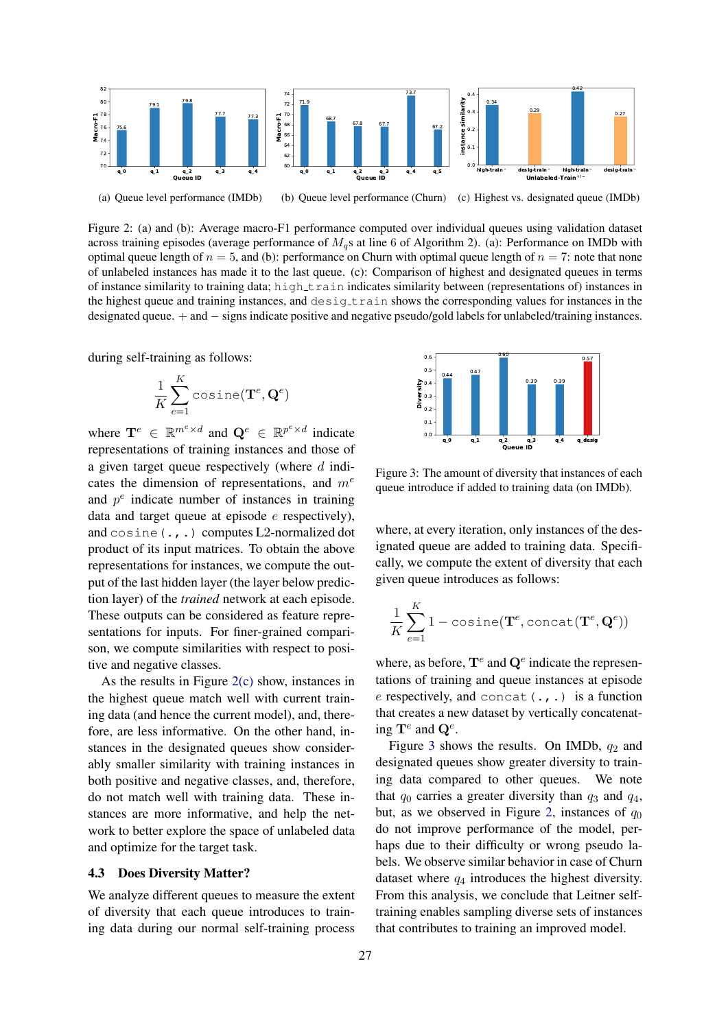(a) Queue level performance (IMDb)

(b) Queue level performance (Churn)

(c) Highest vs. designated queue (IMDb)

Figure 2: (a) and (b): Average macro-F1 performance computed over individual queues using validation dataset across training episodes (average performance of $M_q$s at line 6 of Algorithm 2). (a): Performance on IMDb with optimal queue length of $n = 5$, and (b): performance on Churn with optimal queue length of $n = 7$: note that none of unlabeled instances has made it to the last queue. (c): Comparison of highest and designated queues in terms of instance similarity to training data; high_train indicates similarity between (representations of) instances in the highest queue and training instances, and desig_train shows the corresponding values for instances in the designated queue. + and − signs indicate positive and negative pseudo/gold labels for unlabeled/training instances.

during self-training as follows:

$$\frac{1}{K}\sum_{e=1}^{K}\texttt{cosine}(\mathbf{T}^e, \mathbf{Q}^e)$$

where $\mathbf{T}^e \in \mathbb{R}^{m^e \times d}$ and $\mathbf{Q}^e \in \mathbb{R}^{p^e \times d}$ indicate representations of training instances and those of a given target queue respectively (where $d$ indicates the dimension of representations, and $m^e$ and $p^e$ indicate number of instances in training data and target queue at episode $e$ respectively), and `cosine(.,.)` computes L2-normalized dot product of its input matrices. To obtain the above representations for instances, we compute the output of the last hidden layer (the layer below prediction layer) of the *trained* network at each episode. These outputs can be considered as feature representations for inputs. For finer-grained comparison, we compute similarities with respect to positive and negative classes.

As the results in Figure 2(c) show, instances in the highest queue match well with current training data (and hence the current model), and, therefore, are less informative. On the other hand, instances in the designated queues show considerably smaller similarity with training instances in both positive and negative classes, and, therefore, do not match well with training data. These instances are more informative, and help the network to better explore the space of unlabeled data and optimize for the target task.

### 4.3 Does Diversity Matter?

We analyze different queues to measure the extent of diversity that each queue introduces to training data during our normal self-training process where, at every iteration, only instances of the designated queue are added to training data. Specifically, we compute the extent of diversity that each given queue introduces as follows:

$$\frac{1}{K}\sum_{e=1}^{K} 1 - \texttt{cosine}(\mathbf{T}^e, \texttt{concat}(\mathbf{T}^e, \mathbf{Q}^e))$$

where, as before, $\mathbf{T}^e$ and $\mathbf{Q}^e$ indicate the representations of training and queue instances at episode $e$ respectively, and `concat(.,.)` is a function that creates a new dataset by vertically concatenating $\mathbf{T}^e$ and $\mathbf{Q}^e$.

Figure 3: The amount of diversity that instances of each queue introduce if added to training data (on IMDb).

Figure 3 shows the results. On IMDb, $q_2$ and designated queues show greater diversity to training data compared to other queues. We note that $q_0$ carries a greater diversity than $q_3$ and $q_4$, but, as we observed in Figure 2, instances of $q_0$ do not improve performance of the model, perhaps due to their difficulty or wrong pseudo labels. We observe similar behavior in case of Churn dataset where $q_4$ introduces the highest diversity. From this analysis, we conclude that Leitner self-training enables sampling diverse sets of instances that contributes to training an improved model.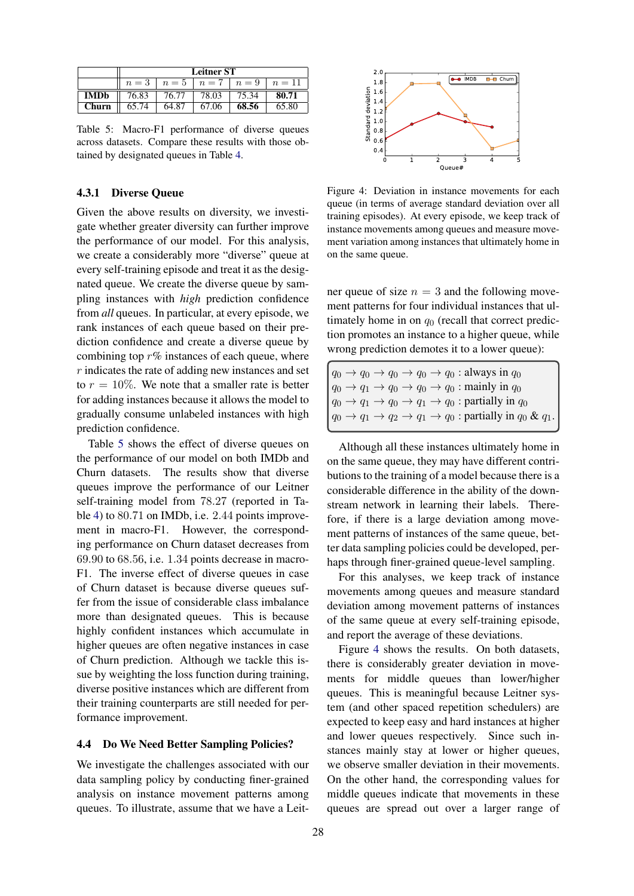| | Leitner ST | | | | |
|---|---|---|---|---|---|
| | $n = 3$ | $n = 5$ | $n = 7$ | $n = 9$ | $n = 11$ |
| **IMDb** | 76.83 | 76.77 | 78.03 | 75.34 | **80.71** |
| **Churn** | 65.74 | 64.87 | 67.06 | **68.56** | 65.80 |

Table 5: Macro-F1 performance of diverse queues across datasets. Compare these results with those obtained by designated queues in Table 4.

### 4.3.1 Diverse Queue

Given the above results on diversity, we investigate whether greater diversity can further improve the performance of our model. For this analysis, we create a considerably more "diverse" queue at every self-training episode and treat it as the designated queue. We create the diverse queue by sampling instances with *high* prediction confidence from *all* queues. In particular, at every episode, we rank instances of each queue based on their prediction confidence and create a diverse queue by combining top $r$% instances of each queue, where $r$ indicates the rate of adding new instances and set to $r = 10\%$. We note that a smaller rate is better for adding instances because it allows the model to gradually consume unlabeled instances with high prediction confidence.

Table 5 shows the effect of diverse queues on the performance of our model on both IMDb and Churn datasets. The results show that diverse queues improve the performance of our Leitner self-training model from 78.27 (reported in Table 4) to 80.71 on IMDb, i.e. 2.44 points improvement in macro-F1. However, the corresponding performance on Churn dataset decreases from 69.90 to 68.56, i.e. 1.34 points decrease in macro-F1. The inverse effect of diverse queues in case of Churn dataset is because diverse queues suffer from the issue of considerable class imbalance more than designated queues. This is because highly confident instances which accumulate in higher queues are often negative instances in case of Churn prediction. Although we tackle this issue by weighting the loss function during training, diverse positive instances which are different from their training counterparts are still needed for performance improvement.

## 4.4 Do We Need Better Sampling Policies?

We investigate the challenges associated with our data sampling policy by conducting finer-grained analysis on instance movement patterns among queues. To illustrate, assume that we have a Leitner queue of size $n = 3$ and the following movement patterns for four individual instances that ultimately home in on $q_0$ (recall that correct prediction promotes an instance to a higher queue, while wrong prediction demotes it to a lower queue):

$$
\begin{aligned}
&q_0 \rightarrow q_0 \rightarrow q_0 \rightarrow q_0 \rightarrow q_0 : \text{always in } q_0\\
&q_0 \rightarrow q_1 \rightarrow q_0 \rightarrow q_0 \rightarrow q_0 : \text{mainly in } q_0\\
&q_0 \rightarrow q_1 \rightarrow q_0 \rightarrow q_1 \rightarrow q_0 : \text{partially in } q_0\\
&q_0 \rightarrow q_1 \rightarrow q_2 \rightarrow q_1 \rightarrow q_0 : \text{partially in } q_0 \ \& \ q_1.
\end{aligned}
$$

Although all these instances ultimately home in on the same queue, they may have different contributions to the training of a model because there is a considerable difference in the ability of the downstream network in learning their labels. Therefore, if there is a large deviation among movement patterns of instances of the same queue, better data sampling policies could be developed, perhaps through finer-grained queue-level sampling.

For this analyses, we keep track of instance movements among queues and measure standard deviation among movement patterns of instances of the same queue at every self-training episode, and report the average of these deviations.

Figure 4: Deviation in instance movements for each queue (in terms of average standard deviation over all training episodes). At every episode, we keep track of instance movements among queues and measure movement variation among instances that ultimately home in on the same queue.

Figure 4 shows the results. On both datasets, there is considerably greater deviation in movements for middle queues than lower/higher queues. This is meaningful because Leitner system (and other spaced repetition schedulers) are expected to keep easy and hard instances at higher and lower queues respectively. Since such instances mainly stay at lower or higher queues, we observe smaller deviation in their movements. On the other hand, the corresponding values for middle queues indicate that movements in these queues are spread out over a larger range of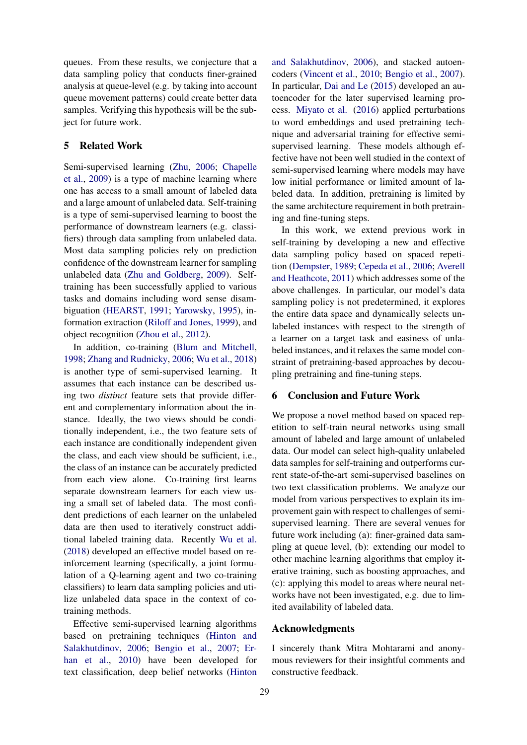queues. From these results, we conjecture that a data sampling policy that conducts finer-grained analysis at queue-level (e.g. by taking into account queue movement patterns) could create better data samples. Verifying this hypothesis will be the subject for future work.

## 5 Related Work

Semi-supervised learning (Zhu, 2006; Chapelle et al., 2009) is a type of machine learning where one has access to a small amount of labeled data and a large amount of unlabeled data. Self-training is a type of semi-supervised learning to boost the performance of downstream learners (e.g. classifiers) through data sampling from unlabeled data. Most data sampling policies rely on prediction confidence of the downstream learner for sampling unlabeled data (Zhu and Goldberg, 2009). Self-training has been successfully applied to various tasks and domains including word sense disambiguation (HEARST, 1991; Yarowsky, 1995), information extraction (Riloff and Jones, 1999), and object recognition (Zhou et al., 2012).

In addition, co-training (Blum and Mitchell, 1998; Zhang and Rudnicky, 2006; Wu et al., 2018) is another type of semi-supervised learning. It assumes that each instance can be described using two *distinct* feature sets that provide different and complementary information about the instance. Ideally, the two views should be conditionally independent, i.e., the two feature sets of each instance are conditionally independent given the class, and each view should be sufficient, i.e., the class of an instance can be accurately predicted from each view alone. Co-training first learns separate downstream learners for each view using a small set of labeled data. The most confident predictions of each learner on the unlabeled data are then used to iteratively construct additional labeled training data. Recently Wu et al. (2018) developed an effective model based on reinforcement learning (specifically, a joint formulation of a Q-learning agent and two co-training classifiers) to learn data sampling policies and utilize unlabeled data space in the context of co-training methods.

Effective semi-supervised learning algorithms based on pretraining techniques (Hinton and Salakhutdinov, 2006; Bengio et al., 2007; Erhan et al., 2010) have been developed for text classification, deep belief networks (Hinton and Salakhutdinov, 2006), and stacked autoencoders (Vincent et al., 2010; Bengio et al., 2007). In particular, Dai and Le (2015) developed an autoencoder for the later supervised learning process. Miyato et al. (2016) applied perturbations to word embeddings and used pretraining technique and adversarial training for effective semi-supervised learning. These models although effective have not been well studied in the context of semi-supervised learning where models may have low initial performance or limited amount of labeled data. In addition, pretraining is limited by the same architecture requirement in both pretraining and fine-tuning steps.

In this work, we extend previous work in self-training by developing a new and effective data sampling policy based on spaced repetition (Dempster, 1989; Cepeda et al., 2006; Averell and Heathcote, 2011) which addresses some of the above challenges. In particular, our model's data sampling policy is not predetermined, it explores the entire data space and dynamically selects unlabeled instances with respect to the strength of a learner on a target task and easiness of unlabeled instances, and it relaxes the same model constraint of pretraining-based approaches by decoupling pretraining and fine-tuning steps.

## 6 Conclusion and Future Work

We propose a novel method based on spaced repetition to self-train neural networks using small amount of labeled and large amount of unlabeled data. Our model can select high-quality unlabeled data samples for self-training and outperforms current state-of-the-art semi-supervised baselines on two text classification problems. We analyze our model from various perspectives to explain its improvement gain with respect to challenges of semi-supervised learning. There are several venues for future work including (a): finer-grained data sampling at queue level, (b): extending our model to other machine learning algorithms that employ iterative training, such as boosting approaches, and (c): applying this model to areas where neural networks have not been investigated, e.g. due to limited availability of labeled data.

## Acknowledgments

I sincerely thank Mitra Mohtarami and anonymous reviewers for their insightful comments and constructive feedback.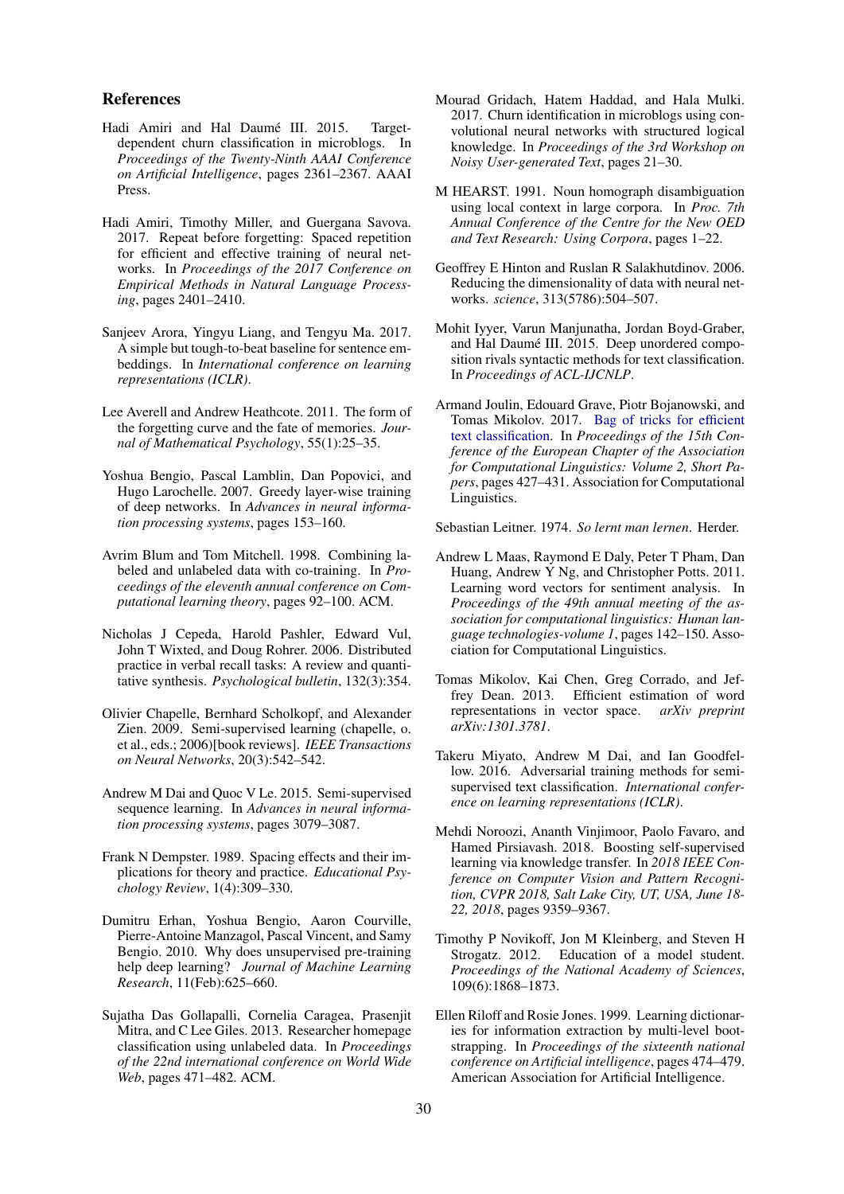## References

Hadi Amiri and Hal Daumé III. 2015. Target-dependent churn classification in microblogs. In *Proceedings of the Twenty-Ninth AAAI Conference on Artificial Intelligence*, pages 2361–2367. AAAI Press.

Hadi Amiri, Timothy Miller, and Guergana Savova. 2017. Repeat before forgetting: Spaced repetition for efficient and effective training of neural networks. In *Proceedings of the 2017 Conference on Empirical Methods in Natural Language Processing*, pages 2401–2410.

Sanjeev Arora, Yingyu Liang, and Tengyu Ma. 2017. A simple but tough-to-beat baseline for sentence embeddings. In *International conference on learning representations (ICLR)*.

Lee Averell and Andrew Heathcote. 2011. The form of the forgetting curve and the fate of memories. *Journal of Mathematical Psychology*, 55(1):25–35.

Yoshua Bengio, Pascal Lamblin, Dan Popovici, and Hugo Larochelle. 2007. Greedy layer-wise training of deep networks. In *Advances in neural information processing systems*, pages 153–160.

Avrim Blum and Tom Mitchell. 1998. Combining labeled and unlabeled data with co-training. In *Proceedings of the eleventh annual conference on Computational learning theory*, pages 92–100. ACM.

Nicholas J Cepeda, Harold Pashler, Edward Vul, John T Wixted, and Doug Rohrer. 2006. Distributed practice in verbal recall tasks: A review and quantitative synthesis. *Psychological bulletin*, 132(3):354.

Olivier Chapelle, Bernhard Scholkopf, and Alexander Zien. 2009. Semi-supervised learning (chapelle, o. et al., eds.; 2006)[book reviews]. *IEEE Transactions on Neural Networks*, 20(3):542–542.

Andrew M Dai and Quoc V Le. 2015. Semi-supervised sequence learning. In *Advances in neural information processing systems*, pages 3079–3087.

Frank N Dempster. 1989. Spacing effects and their implications for theory and practice. *Educational Psychology Review*, 1(4):309–330.

Dumitru Erhan, Yoshua Bengio, Aaron Courville, Pierre-Antoine Manzagol, Pascal Vincent, and Samy Bengio. 2010. Why does unsupervised pre-training help deep learning? *Journal of Machine Learning Research*, 11(Feb):625–660.

Sujatha Das Gollapalli, Cornelia Caragea, Prasenjit Mitra, and C Lee Giles. 2013. Researcher homepage classification using unlabeled data. In *Proceedings of the 22nd international conference on World Wide Web*, pages 471–482. ACM.

Mourad Gridach, Hatem Haddad, and Hala Mulki. 2017. Churn identification in microblogs using convolutional neural networks with structured logical knowledge. In *Proceedings of the 3rd Workshop on Noisy User-generated Text*, pages 21–30.

M HEARST. 1991. Noun homograph disambiguation using local context in large corpora. In *Proc. 7th Annual Conference of the Centre for the New OED and Text Research: Using Corpora*, pages 1–22.

Geoffrey E Hinton and Ruslan R Salakhutdinov. 2006. Reducing the dimensionality of data with neural networks. *science*, 313(5786):504–507.

Mohit Iyyer, Varun Manjunatha, Jordan Boyd-Graber, and Hal Daumé III. 2015. Deep unordered composition rivals syntactic methods for text classification. In *Proceedings of ACL-IJCNLP*.

Armand Joulin, Edouard Grave, Piotr Bojanowski, and Tomas Mikolov. 2017. Bag of tricks for efficient text classification. In *Proceedings of the 15th Conference of the European Chapter of the Association for Computational Linguistics: Volume 2, Short Papers*, pages 427–431. Association for Computational Linguistics.

Sebastian Leitner. 1974. *So lernt man lernen*. Herder.

Andrew L Maas, Raymond E Daly, Peter T Pham, Dan Huang, Andrew Y Ng, and Christopher Potts. 2011. Learning word vectors for sentiment analysis. In *Proceedings of the 49th annual meeting of the association for computational linguistics: Human language technologies-volume 1*, pages 142–150. Association for Computational Linguistics.

Tomas Mikolov, Kai Chen, Greg Corrado, and Jeffrey Dean. 2013. Efficient estimation of word representations in vector space. *arXiv preprint arXiv:1301.3781*.

Takeru Miyato, Andrew M Dai, and Ian Goodfellow. 2016. Adversarial training methods for semi-supervised text classification. *International conference on learning representations (ICLR)*.

Mehdi Noroozi, Ananth Vinjimoor, Paolo Favaro, and Hamed Pirsiavash. 2018. Boosting self-supervised learning via knowledge transfer. In *2018 IEEE Conference on Computer Vision and Pattern Recognition, CVPR 2018, Salt Lake City, UT, USA, June 18-22, 2018*, pages 9359–9367.

Timothy P Novikoff, Jon M Kleinberg, and Steven H Strogatz. 2012. Education of a model student. *Proceedings of the National Academy of Sciences*, 109(6):1868–1873.

Ellen Riloff and Rosie Jones. 1999. Learning dictionaries for information extraction by multi-level bootstrapping. In *Proceedings of the sixteenth national conference on Artificial intelligence*, pages 474–479. American Association for Artificial Intelligence.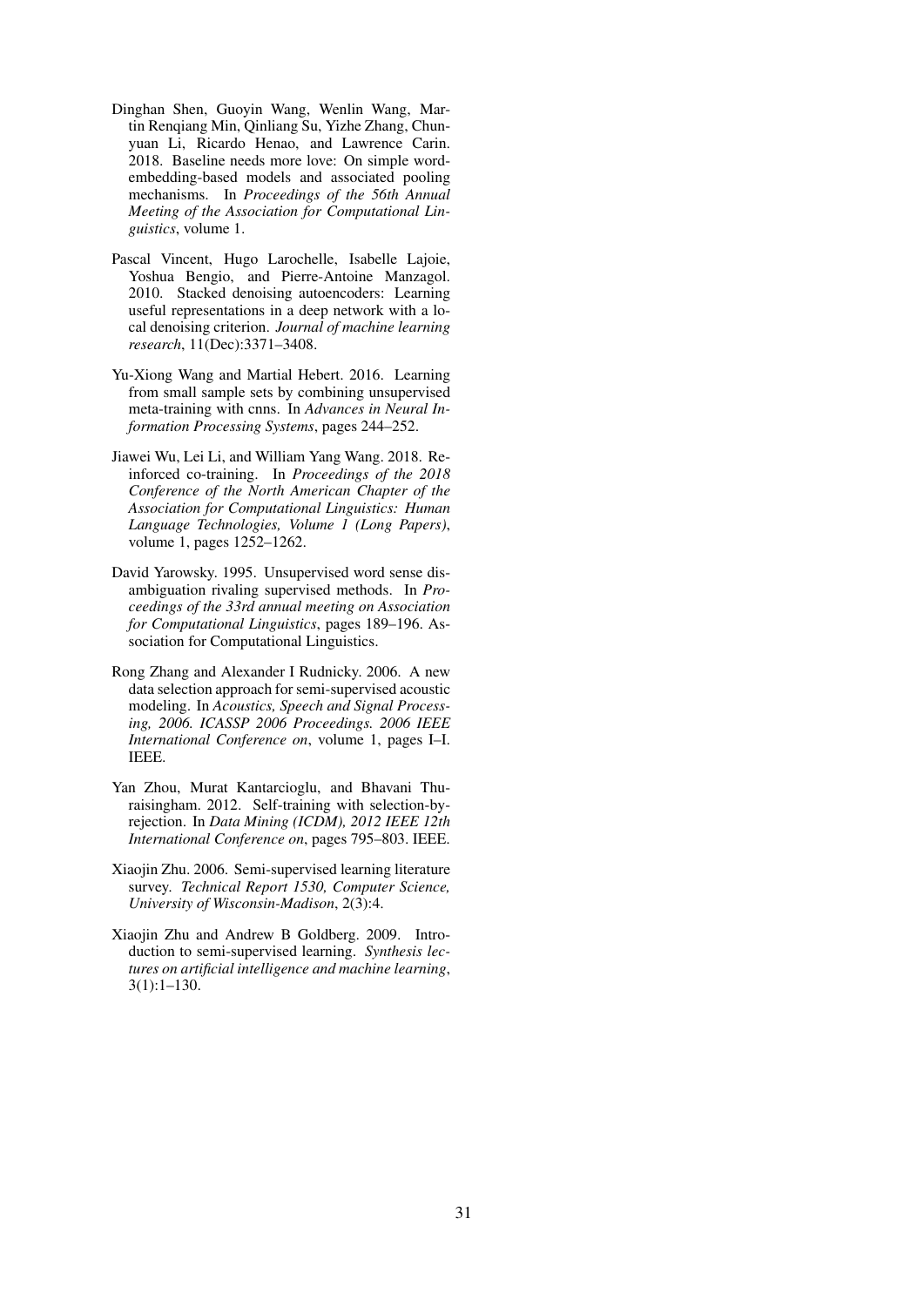Dinghan Shen, Guoyin Wang, Wenlin Wang, Martin Renqiang Min, Qinliang Su, Yizhe Zhang, Chunyuan Li, Ricardo Henao, and Lawrence Carin. 2018. Baseline needs more love: On simple word-embedding-based models and associated pooling mechanisms. In *Proceedings of the 56th Annual Meeting of the Association for Computational Linguistics*, volume 1.

Pascal Vincent, Hugo Larochelle, Isabelle Lajoie, Yoshua Bengio, and Pierre-Antoine Manzagol. 2010. Stacked denoising autoencoders: Learning useful representations in a deep network with a local denoising criterion. *Journal of machine learning research*, 11(Dec):3371–3408.

Yu-Xiong Wang and Martial Hebert. 2016. Learning from small sample sets by combining unsupervised meta-training with cnns. In *Advances in Neural Information Processing Systems*, pages 244–252.

Jiawei Wu, Lei Li, and William Yang Wang. 2018. Reinforced co-training. In *Proceedings of the 2018 Conference of the North American Chapter of the Association for Computational Linguistics: Human Language Technologies, Volume 1 (Long Papers)*, volume 1, pages 1252–1262.

David Yarowsky. 1995. Unsupervised word sense disambiguation rivaling supervised methods. In *Proceedings of the 33rd annual meeting on Association for Computational Linguistics*, pages 189–196. Association for Computational Linguistics.

Rong Zhang and Alexander I Rudnicky. 2006. A new data selection approach for semi-supervised acoustic modeling. In *Acoustics, Speech and Signal Processing, 2006. ICASSP 2006 Proceedings. 2006 IEEE International Conference on*, volume 1, pages I–I. IEEE.

Yan Zhou, Murat Kantarcioglu, and Bhavani Thuraisingham. 2012. Self-training with selection-by-rejection. In *Data Mining (ICDM), 2012 IEEE 12th International Conference on*, pages 795–803. IEEE.

Xiaojin Zhu. 2006. Semi-supervised learning literature survey. *Technical Report 1530, Computer Science, University of Wisconsin-Madison*, 2(3):4.

Xiaojin Zhu and Andrew B Goldberg. 2009. Introduction to semi-supervised learning. *Synthesis lectures on artificial intelligence and machine learning*, 3(1):1–130.